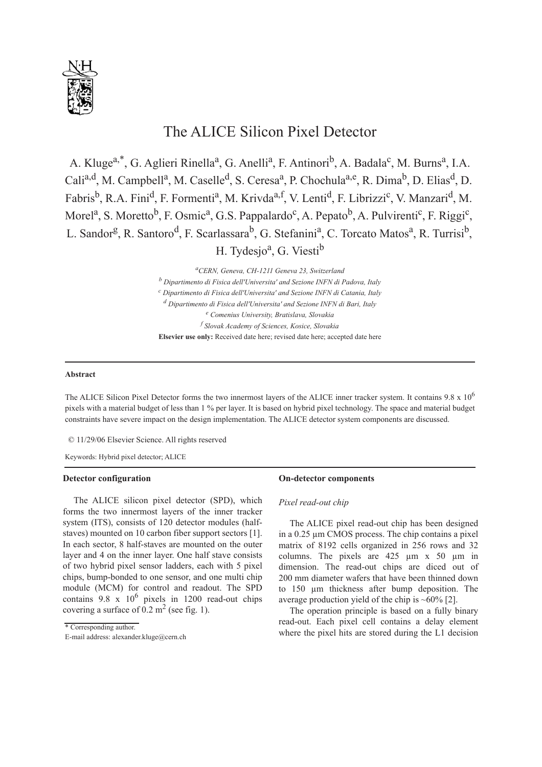# The ALICE Silicon Pixel Detector

A. Kluge[a,*], G. Aglieri Rinella[a], G. Anelli[a], F. Antinori[b], A. Badala[c], M. Burns[a], I.A. Cali[a,d], M. Campbell[a], M. Caselle[d], S. Ceresa[a], P. Chochula[a,e], R. Dima[b], D. Elias[d], D. Fabris[b], R.A. Fini[d], F. Formenti[a], M. Krivda[a,f], V. Lenti[d], F. Librizzi[c], V. Manzari[d], M. Morel[a], S. Moretto[b], F. Osmic[a], G.S. Pappalardo[c], A. Pepato[b], A. Pulvirenti[c], F. Riggi[c], L. Sandor[g], R. Santoro[d], F. Scarlassara[b], G. Stefanini[a], C. Torcato Matos[a], R. Turrisi[b], H. Tydesjo[a], G. Viesti[b]

*[a]CERN, Geneva, CH-1211 Geneva 23, Switzerland*

*[b] Dipartimento di Fisica dell'Universita' and Sezione INFN di Padova, Italy*

*[c] Dipartimento di Fisica dell'Universita' and Sezione INFN di Catania, Italy*

*[d] Dipartimento di Fisica dell'Universita' and Sezione INFN di Bari, Italy*

*[e] Comenius University, Bratislava, Slovakia*

*[f] Slovak Academy of Sciences, Kosice, Slovakia*

**Elsevier use only:** Received date here; revised date here; accepted date here

---

**Abstract**

The ALICE Silicon Pixel Detector forms the two innermost layers of the ALICE inner tracker system. It contains 9.8 x $10^6$ pixels with a material budget of less than 1 % per layer. It is based on hybrid pixel technology. The space and material budget constraints have severe impact on the design implementation. The ALICE detector system components are discussed.

© 11/29/06 Elsevier Science. All rights reserved

Keywords: Hybrid pixel detector; ALICE

---

**Detector configuration**

The ALICE silicon pixel detector (SPD), which forms the two innermost layers of the inner tracker system (ITS), consists of 120 detector modules (half-staves) mounted on 10 carbon fiber support sectors [1]. In each sector, 8 half-staves are mounted on the outer layer and 4 on the inner layer. One half stave consists of two hybrid pixel sensor ladders, each with 5 pixel chips, bump-bonded to one sensor, and one multi chip module (MCM) for control and readout. The SPD contains 9.8 x $10^6$ pixels in 1200 read-out chips covering a surface of 0.2 $m^2$ (see fig. 1).

**On-detector components**

*Pixel read-out chip*

The ALICE pixel read-out chip has been designed in a 0.25 µm CMOS process. The chip contains a pixel matrix of 8192 cells organized in 256 rows and 32 columns. The pixels are 425 µm x 50 µm in dimension. The read-out chips are diced out of 200 mm diameter wafers that have been thinned down to 150 µm thickness after bump deposition. The average production yield of the chip is ~60% [2].

The operation principle is based on a fully binary read-out. Each pixel cell contains a delay element where the pixel hits are stored during the L1 decision

---

\* Corresponding author.

E-mail address: alexander.kluge@cern.ch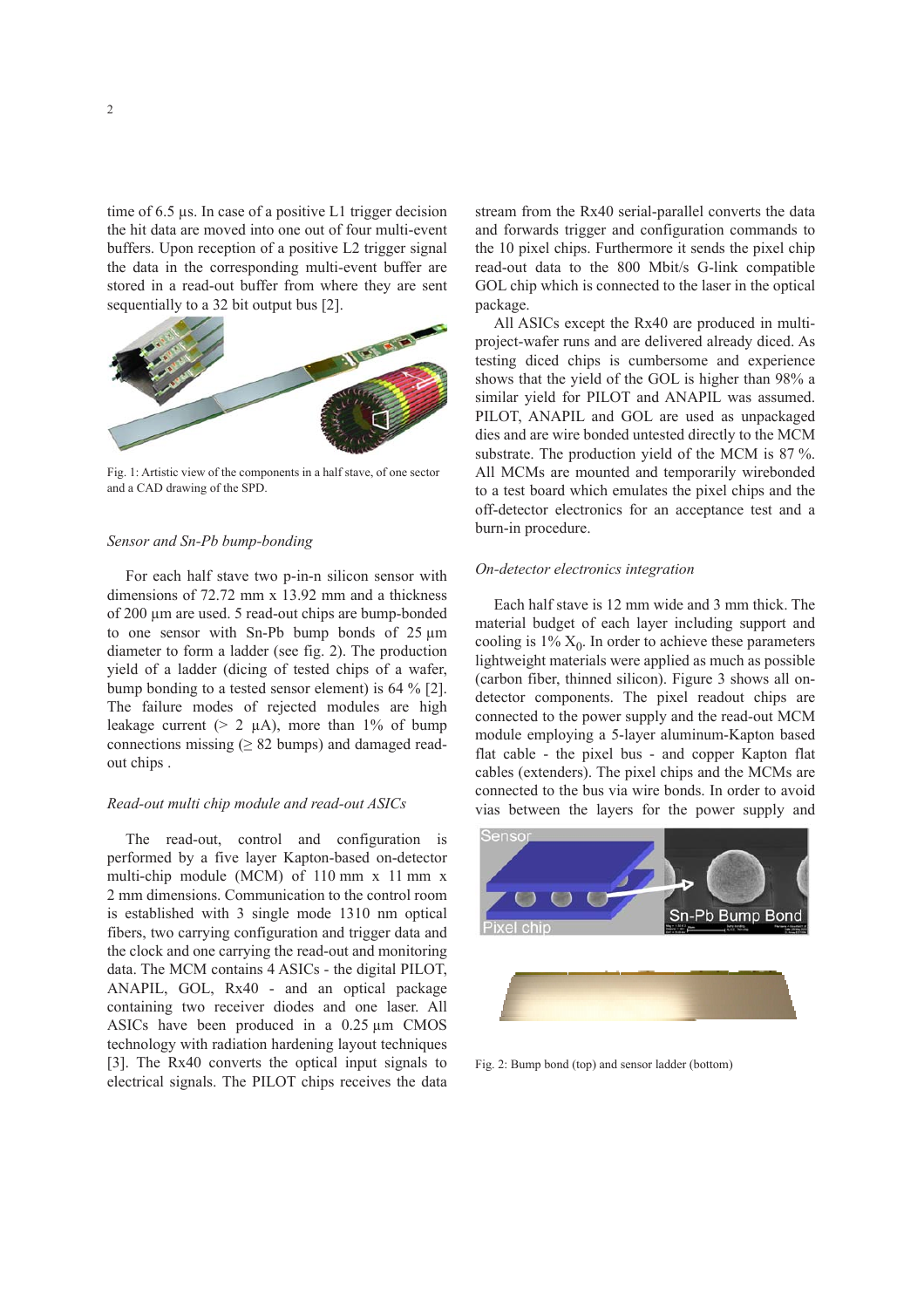time of 6.5 µs. In case of a positive L1 trigger decision the hit data are moved into one out of four multi-event buffers. Upon reception of a positive L2 trigger signal the data in the corresponding multi-event buffer are stored in a read-out buffer from where they are sent sequentially to a 32 bit output bus [2].

Fig. 1: Artistic view of the components in a half stave, of one sector and a CAD drawing of the SPD.

*Sensor and Sn-Pb bump-bonding*

For each half stave two p-in-n silicon sensor with dimensions of 72.72 mm x 13.92 mm and a thickness of 200 µm are used. 5 read-out chips are bump-bonded to one sensor with Sn-Pb bump bonds of 25 µm diameter to form a ladder (see fig. 2). The production yield of a ladder (dicing of tested chips of a wafer, bump bonding to a tested sensor element) is 64 % [2]. The failure modes of rejected modules are high leakage current (> 2 µA), more than 1% of bump connections missing (≥ 82 bumps) and damaged read-out chips .

*Read-out multi chip module and read-out ASICs*

The read-out, control and configuration is performed by a five layer Kapton-based on-detector multi-chip module (MCM) of 110 mm x 11 mm x 2 mm dimensions. Communication to the control room is established with 3 single mode 1310 nm optical fibers, two carrying configuration and trigger data and the clock and one carrying the read-out and monitoring data. The MCM contains 4 ASICs - the digital PILOT, ANAPIL, GOL, Rx40 - and an optical package containing two receiver diodes and one laser. All ASICs have been produced in a 0.25 µm CMOS technology with radiation hardening layout techniques [3]. The Rx40 converts the optical input signals to electrical signals. The PILOT chips receives the data stream from the Rx40 serial-parallel converts the data and forwards trigger and configuration commands to the 10 pixel chips. Furthermore it sends the pixel chip read-out data to the 800 Mbit/s G-link compatible GOL chip which is connected to the laser in the optical package.

All ASICs except the Rx40 are produced in multi-project-wafer runs and are delivered already diced. As testing diced chips is cumbersome and experience shows that the yield of the GOL is higher than 98% a similar yield for PILOT and ANAPIL was assumed. PILOT, ANAPIL and GOL are used as unpackaged dies and are wire bonded untested directly to the MCM substrate. The production yield of the MCM is 87 %. All MCMs are mounted and temporarily wirebonded to a test board which emulates the pixel chips and the off-detector electronics for an acceptance test and a burn-in procedure.

*On-detector electronics integration*

Each half stave is 12 mm wide and 3 mm thick. The material budget of each layer including support and cooling is 1% $X_0$. In order to achieve these parameters lightweight materials were applied as much as possible (carbon fiber, thinned silicon). Figure 3 shows all on-detector components. The pixel readout chips are connected to the power supply and the read-out MCM module employing a 5-layer aluminum-Kapton based flat cable - the pixel bus - and copper Kapton flat cables (extenders). The pixel chips and the MCMs are connected to the bus via wire bonds. In order to avoid vias between the layers for the power supply and

Fig. 2: Bump bond (top) and sensor ladder (bottom)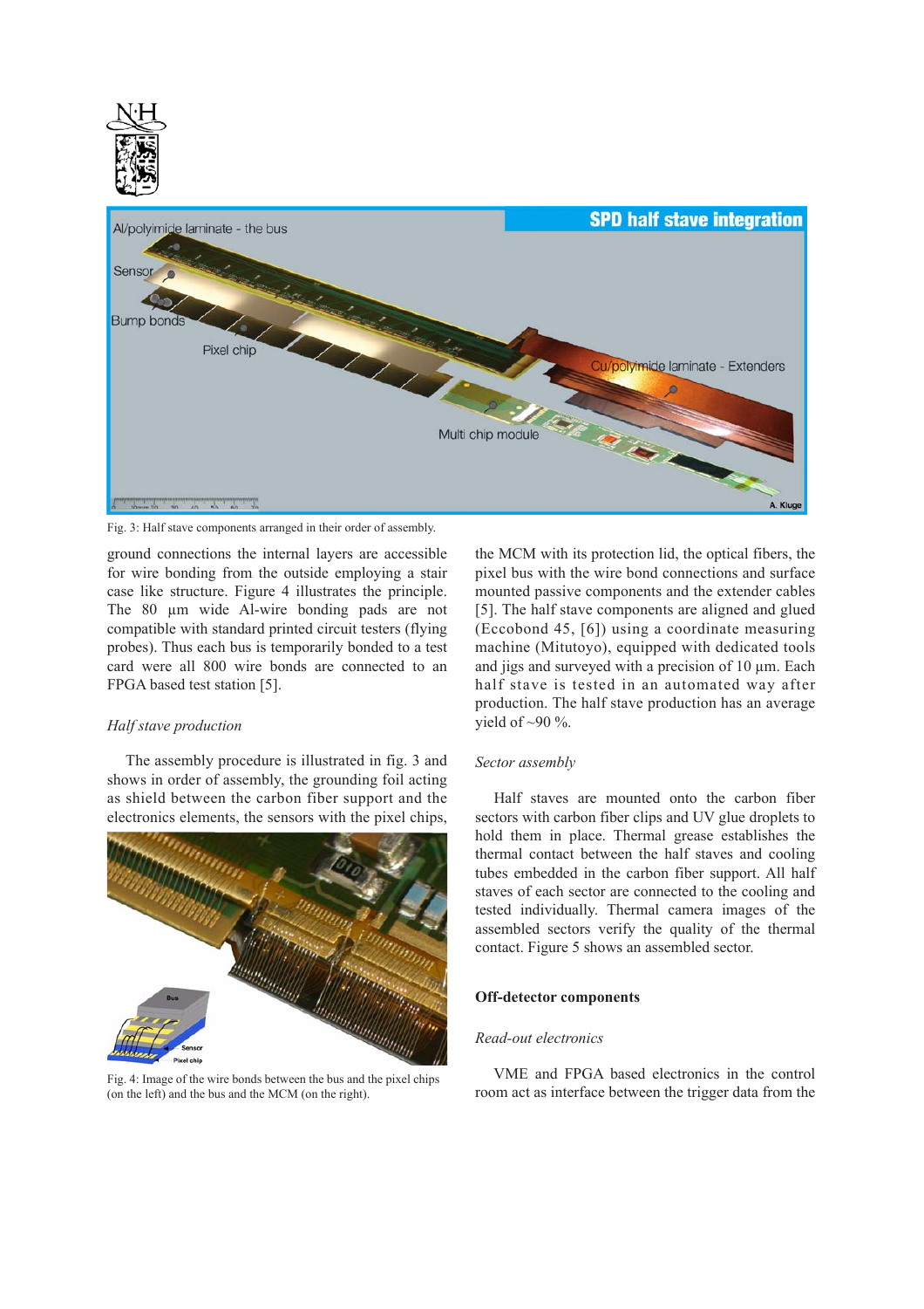Fig. 3: Half stave components arranged in their order of assembly.

ground connections the internal layers are accessible for wire bonding from the outside employing a stair case like structure. Figure 4 illustrates the principle. The 80 µm wide Al-wire bonding pads are not compatible with standard printed circuit testers (flying probes). Thus each bus is temporarily bonded to a test card were all 800 wire bonds are connected to an FPGA based test station [5].

*Half stave production*

The assembly procedure is illustrated in fig. 3 and shows in order of assembly, the grounding foil acting as shield between the carbon fiber support and the electronics elements, the sensors with the pixel chips, the MCM with its protection lid, the optical fibers, the pixel bus with the wire bond connections and surface mounted passive components and the extender cables [5]. The half stave components are aligned and glued (Eccobond 45, [6]) using a coordinate measuring machine (Mitutoyo), equipped with dedicated tools and jigs and surveyed with a precision of 10 µm. Each half stave is tested in an automated way after production. The half stave production has an average yield of ~90 %.

Fig. 4: Image of the wire bonds between the bus and the pixel chips (on the left) and the bus and the MCM (on the right).

*Sector assembly*

Half staves are mounted onto the carbon fiber sectors with carbon fiber clips and UV glue droplets to hold them in place. Thermal grease establishes the thermal contact between the half staves and cooling tubes embedded in the carbon fiber support. All half staves of each sector are connected to the cooling and tested individually. Thermal camera images of the assembled sectors verify the quality of the thermal contact. Figure 5 shows an assembled sector.

**Off-detector components**

*Read-out electronics*

VME and FPGA based electronics in the control room act as interface between the trigger data from the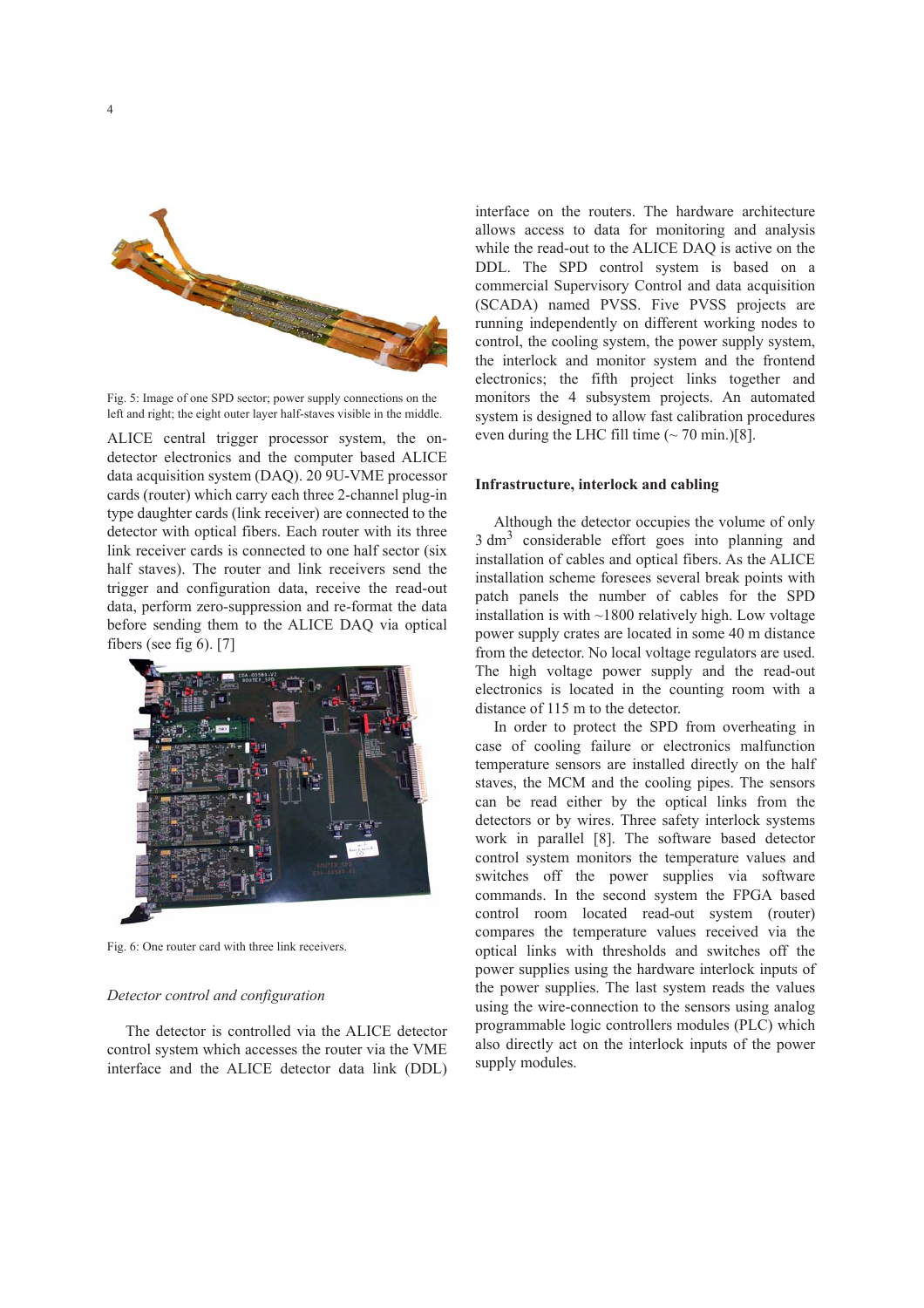Fig. 5: Image of one SPD sector; power supply connections on the left and right; the eight outer layer half-staves visible in the middle.

ALICE central trigger processor system, the on-detector electronics and the computer based ALICE data acquisition system (DAQ). 20 9U-VME processor cards (router) which carry each three 2-channel plug-in type daughter cards (link receiver) are connected to the detector with optical fibers. Each router with its three link receiver cards is connected to one half sector (six half staves). The router and link receivers send the trigger and configuration data, receive the read-out data, perform zero-suppression and re-format the data before sending them to the ALICE DAQ via optical fibers (see fig 6). [7]

Fig. 6: One router card with three link receivers.

### *Detector control and configuration*

The detector is controlled via the ALICE detector control system which accesses the router via the VME interface and the ALICE detector data link (DDL) interface on the routers. The hardware architecture allows access to data for monitoring and analysis while the read-out to the ALICE DAQ is active on the DDL. The SPD control system is based on a commercial Supervisory Control and data acquisition (SCADA) named PVSS. Five PVSS projects are running independently on different working nodes to control, the cooling system, the power supply system, the interlock and monitor system and the frontend electronics; the fifth project links together and monitors the 4 subsystem projects. An automated system is designed to allow fast calibration procedures even during the LHC fill time (~ 70 min.)[8].

### **Infrastructure, interlock and cabling**

Although the detector occupies the volume of only 3 $dm^3$ considerable effort goes into planning and installation of cables and optical fibers. As the ALICE installation scheme foresees several break points with patch panels the number of cables for the SPD installation is with ~1800 relatively high. Low voltage power supply crates are located in some 40 m distance from the detector. No local voltage regulators are used. The high voltage power supply and the read-out electronics is located in the counting room with a distance of 115 m to the detector.

In order to protect the SPD from overheating in case of cooling failure or electronics malfunction temperature sensors are installed directly on the half staves, the MCM and the cooling pipes. The sensors can be read either by the optical links from the detectors or by wires. Three safety interlock systems work in parallel [8]. The software based detector control system monitors the temperature values and switches off the power supplies via software commands. In the second system the FPGA based control room located read-out system (router) compares the temperature values received via the optical links with thresholds and switches off the power supplies using the hardware interlock inputs of the power supplies. The last system reads the values using the wire-connection to the sensors using analog programmable logic controllers modules (PLC) which also directly act on the interlock inputs of the power supply modules.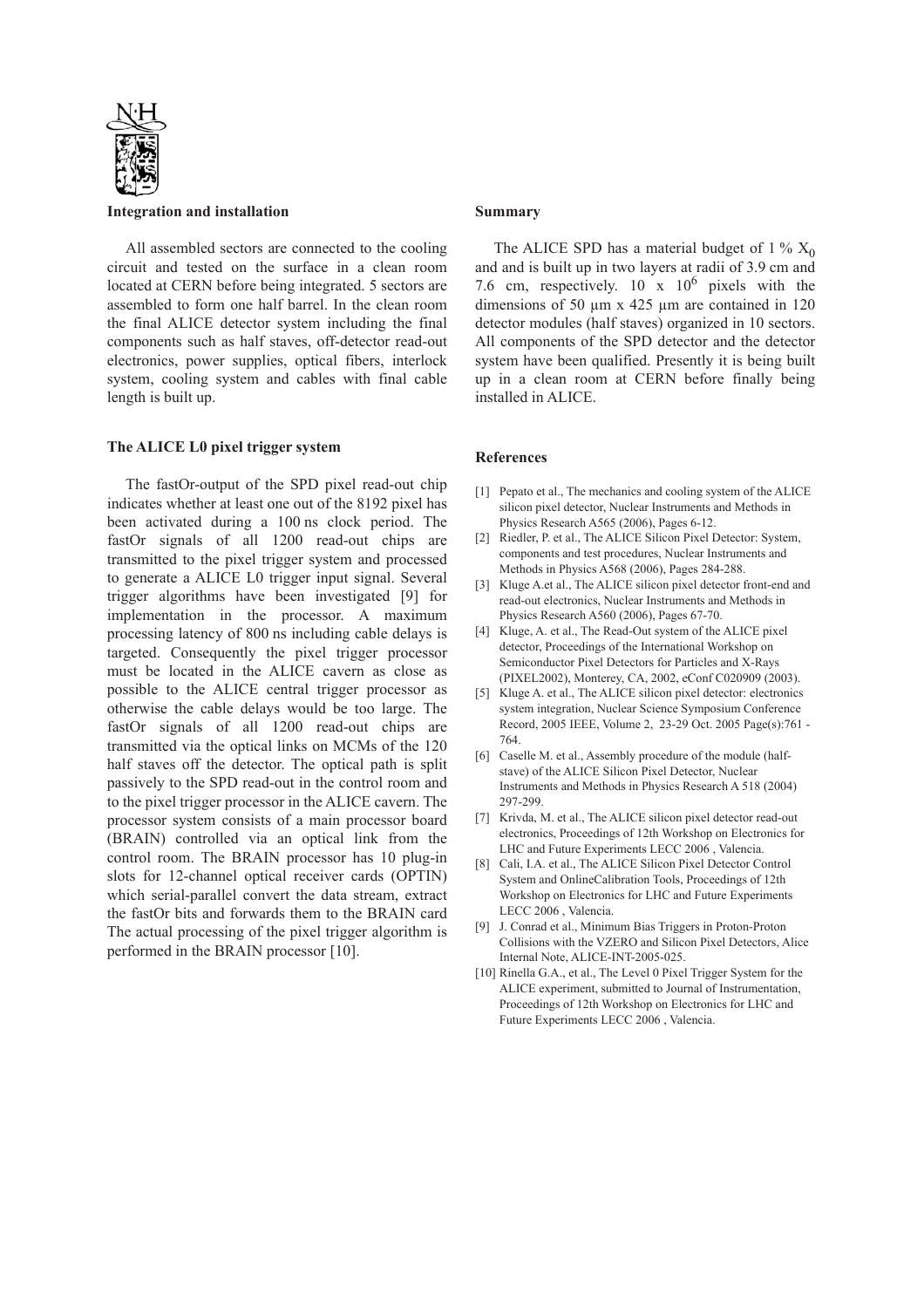### Integration and installation

All assembled sectors are connected to the cooling circuit and tested on the surface in a clean room located at CERN before being integrated. 5 sectors are assembled to form one half barrel. In the clean room the final ALICE detector system including the final components such as half staves, off-detector read-out electronics, power supplies, optical fibers, interlock system, cooling system and cables with final cable length is built up.

### The ALICE L0 pixel trigger system

The fastOr-output of the SPD pixel read-out chip indicates whether at least one out of the 8192 pixel has been activated during a 100 ns clock period. The fastOr signals of all 1200 read-out chips are transmitted to the pixel trigger system and processed to generate a ALICE L0 trigger input signal. Several trigger algorithms have been investigated [9] for implementation in the processor. A maximum processing latency of 800 ns including cable delays is targeted. Consequently the pixel trigger processor must be located in the ALICE cavern as close as possible to the ALICE central trigger processor as otherwise the cable delays would be too large. The fastOr signals of all 1200 read-out chips are transmitted via the optical links on MCMs of the 120 half staves off the detector. The optical path is split passively to the SPD read-out in the control room and to the pixel trigger processor in the ALICE cavern. The processor system consists of a main processor board (BRAIN) controlled via an optical link from the control room. The BRAIN processor has 10 plug-in slots for 12-channel optical receiver cards (OPTIN) which serial-parallel convert the data stream, extract the fastOr bits and forwards them to the BRAIN card The actual processing of the pixel trigger algorithm is performed in the BRAIN processor [10].

### Summary

The ALICE SPD has a material budget of 1 % $X_0$ and and is built up in two layers at radii of 3.9 cm and 7.6 cm, respectively. 10 x $10^6$ pixels with the dimensions of 50 µm x 425 µm are contained in 120 detector modules (half staves) organized in 10 sectors. All components of the SPD detector and the detector system have been qualified. Presently it is being built up in a clean room at CERN before finally being installed in ALICE.

### References

[1] Pepato et al., The mechanics and cooling system of the ALICE silicon pixel detector, Nuclear Instruments and Methods in Physics Research A565 (2006), Pages 6-12.

[2] Riedler, P. et al., The ALICE Silicon Pixel Detector: System, components and test procedures, Nuclear Instruments and Methods in Physics A568 (2006), Pages 284-288.

[3] Kluge A.et al., The ALICE silicon pixel detector front-end and read-out electronics, Nuclear Instruments and Methods in Physics Research A560 (2006), Pages 67-70.

[4] Kluge, A. et al., The Read-Out system of the ALICE pixel detector, Proceedings of the International Workshop on Semiconductor Pixel Detectors for Particles and X-Rays (PIXEL2002), Monterey, CA, 2002, eConf C020909 (2003).

[5] Kluge A. et al., The ALICE silicon pixel detector: electronics system integration, Nuclear Science Symposium Conference Record, 2005 IEEE, Volume 2, 23-29 Oct. 2005 Page(s):761 - 764.

[6] Caselle M. et al., Assembly procedure of the module (half-stave) of the ALICE Silicon Pixel Detector, Nuclear Instruments and Methods in Physics Research A 518 (2004) 297-299.

[7] Krivda, M. et al., The ALICE silicon pixel detector read-out electronics, Proceedings of 12th Workshop on Electronics for LHC and Future Experiments LECC 2006 , Valencia.

[8] Cali, I.A. et al., The ALICE Silicon Pixel Detector Control System and OnlineCalibration Tools, Proceedings of 12th Workshop on Electronics for LHC and Future Experiments LECC 2006 , Valencia.

[9] J. Conrad et al., Minimum Bias Triggers in Proton-Proton Collisions with the VZERO and Silicon Pixel Detectors, Alice Internal Note, ALICE-INT-2005-025.

[10] Rinella G.A., et al., The Level 0 Pixel Trigger System for the ALICE experiment, submitted to Journal of Instrumentation, Proceedings of 12th Workshop on Electronics for LHC and Future Experiments LECC 2006 , Valencia.